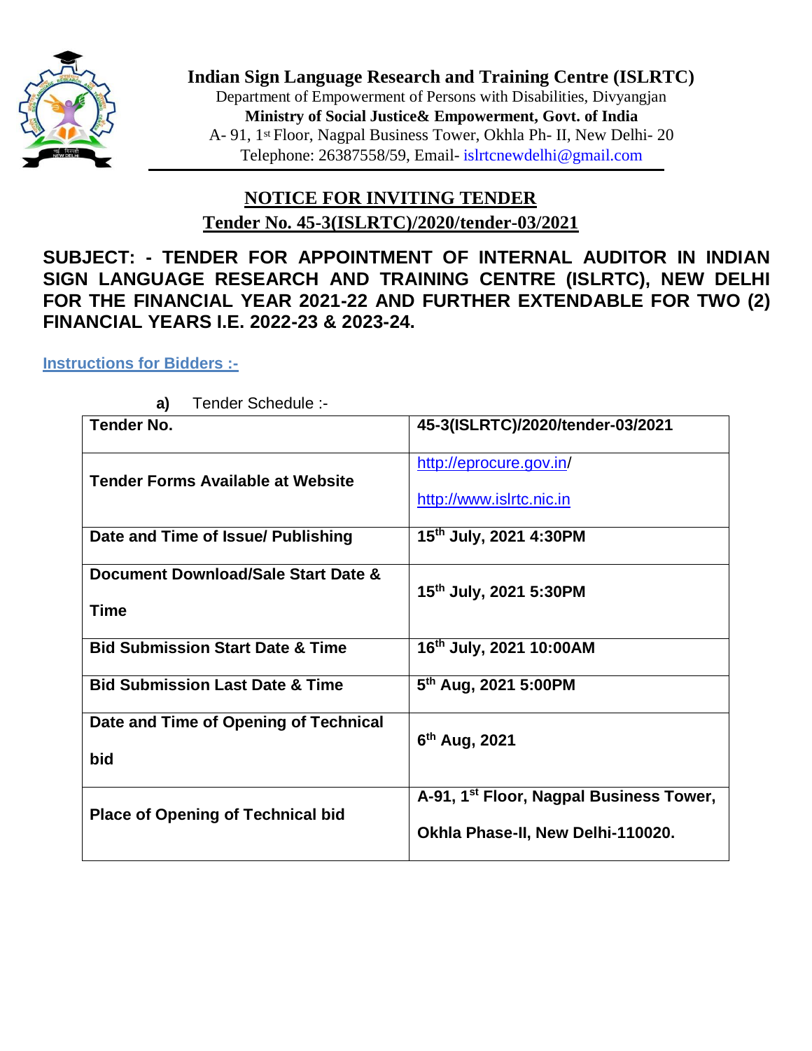# Indian Sign Language Research and Training Centre (ISLRTC)

Department of Empowerment of Persons with Disabilities, Divyangjan

**Ministry of Social Justice& Empowerment, Govt. of India**

A- 91, 1st Floor, Nagpal Business Tower, Okhla Ph- II, New Delhi- 20

Telephone: 26387558/59, Email- islrtcnewdelhi@gmail.com

## NOTICE FOR INVITING TENDER

## Tender No. 45-3(ISLRTC)/2020/tender-03/2021

**SUBJECT: - TENDER FOR APPOINTMENT OF INTERNAL AUDITOR IN INDIAN SIGN LANGUAGE RESEARCH AND TRAINING CENTRE (ISLRTC), NEW DELHI FOR THE FINANCIAL YEAR 2021-22 AND FURTHER EXTENDABLE FOR TWO (2) FINANCIAL YEARS I.E. 2022-23 & 2023-24.**

**Instructions for Bidders :-**

**a)** Tender Schedule :-

| **Tender No.** | **45-3(ISLRTC)/2020/tender-03/2021** |
|---|---|
| **Tender Forms Available at Website** | http://eprocure.gov.in/ http://www.islrtc.nic.in |
| **Date and Time of Issue/ Publishing** | **15th July, 2021 4:30PM** |
| **Document Download/Sale Start Date & Time** | **15th July, 2021 5:30PM** |
| **Bid Submission Start Date & Time** | **16th July, 2021 10:00AM** |
| **Bid Submission Last Date & Time** | **5th Aug, 2021 5:00PM** |
| **Date and Time of Opening of Technical bid** | **6th Aug, 2021** |
| **Place of Opening of Technical bid** | **A-91, 1st Floor, Nagpal Business Tower, Okhla Phase-II, New Delhi-110020.** |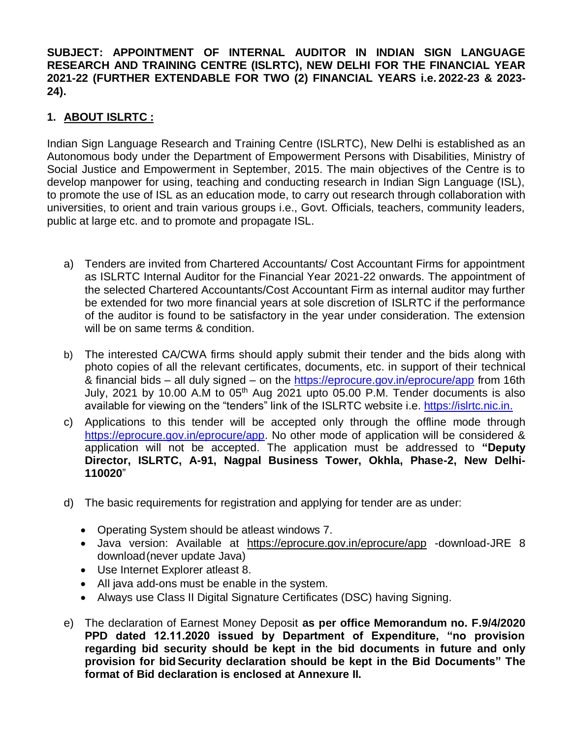**SUBJECT: APPOINTMENT OF INTERNAL AUDITOR IN INDIAN SIGN LANGUAGE RESEARCH AND TRAINING CENTRE (ISLRTC), NEW DELHI FOR THE FINANCIAL YEAR 2021-22 (FURTHER EXTENDABLE FOR TWO (2) FINANCIAL YEARS i.e. 2022-23 & 2023-24).**

## 1. ABOUT ISLRTC :

Indian Sign Language Research and Training Centre (ISLRTC), New Delhi is established as an Autonomous body under the Department of Empowerment Persons with Disabilities, Ministry of Social Justice and Empowerment in September, 2015. The main objectives of the Centre is to develop manpower for using, teaching and conducting research in Indian Sign Language (ISL), to promote the use of ISL as an education mode, to carry out research through collaboration with universities, to orient and train various groups i.e., Govt. Officials, teachers, community leaders, public at large etc. and to promote and propagate ISL.

a) Tenders are invited from Chartered Accountants/ Cost Accountant Firms for appointment as ISLRTC Internal Auditor for the Financial Year 2021-22 onwards. The appointment of the selected Chartered Accountants/Cost Accountant Firm as internal auditor may further be extended for two more financial years at sole discretion of ISLRTC if the performance of the auditor is found to be satisfactory in the year under consideration. The extension will be on same terms & condition.

b) The interested CA/CWA firms should apply submit their tender and the bids along with photo copies of all the relevant certificates, documents, etc. in support of their technical & financial bids – all duly signed – on the https://eprocure.gov.in/eprocure/app from 16th July, 2021 by 10.00 A.M to 05th Aug 2021 upto 05.00 P.M. Tender documents is also available for viewing on the "tenders" link of the ISLRTC website i.e. https://islrtc.nic.in.

c) Applications to this tender will be accepted only through the offline mode through https://eprocure.gov.in/eprocure/app. No other mode of application will be considered & application will not be accepted. The application must be addressed to **"Deputy Director, ISLRTC, A-91, Nagpal Business Tower, Okhla, Phase-2, New Delhi-110020"**

d) The basic requirements for registration and applying for tender are as under:

- Operating System should be atleast windows 7.
- Java version: Available at https://eprocure.gov.in/eprocure/app -download-JRE 8 download (never update Java)
- Use Internet Explorer atleast 8.
- All java add-ons must be enable in the system.
- Always use Class II Digital Signature Certificates (DSC) having Signing.

e) The declaration of Earnest Money Deposit **as per office Memorandum no. F.9/4/2020 PPD dated 12.11.2020 issued by Department of Expenditure, "no provision regarding bid security should be kept in the bid documents in future and only provision for bid Security declaration should be kept in the Bid Documents" The format of Bid declaration is enclosed at Annexure II.**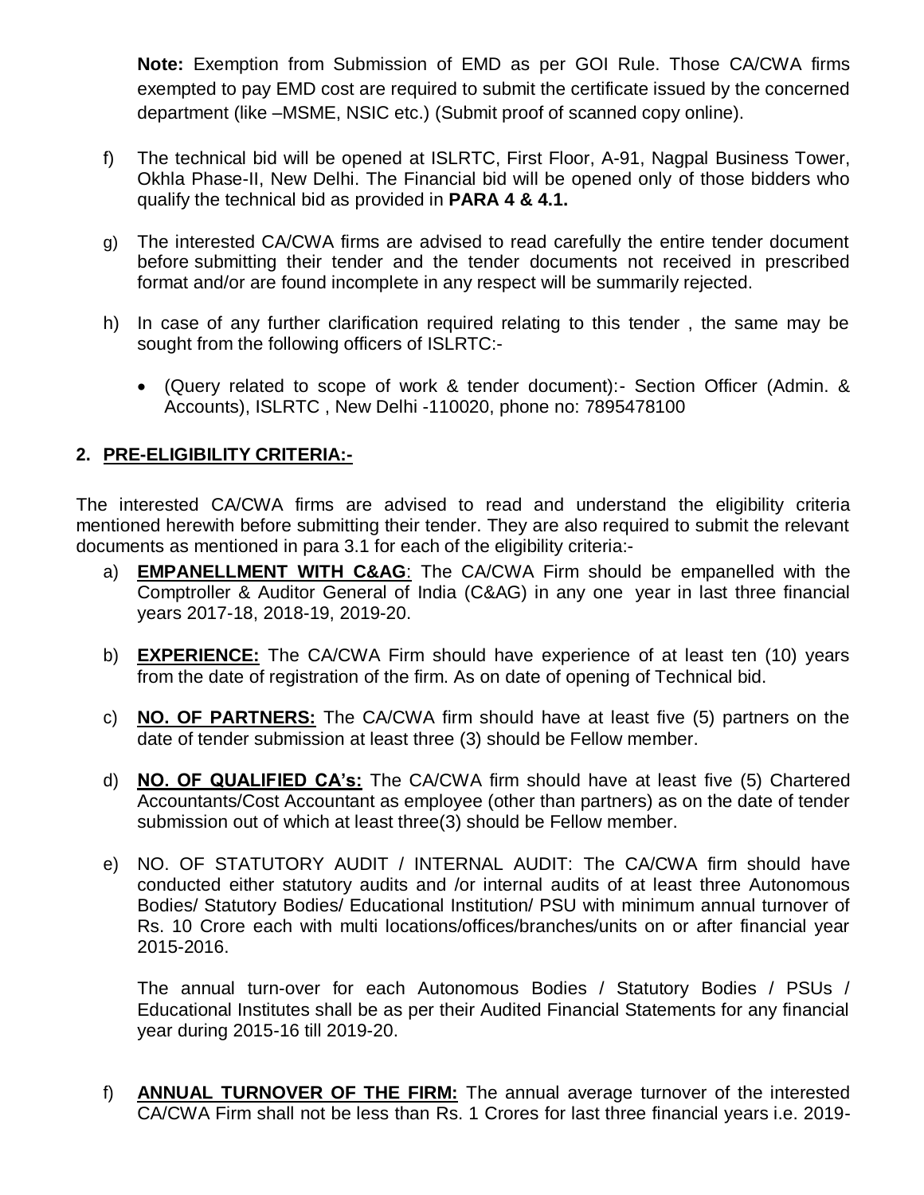**Note:** Exemption from Submission of EMD as per GOI Rule. Those CA/CWA firms exempted to pay EMD cost are required to submit the certificate issued by the concerned department (like –MSME, NSIC etc.) (Submit proof of scanned copy online).

f) The technical bid will be opened at ISLRTC, First Floor, A-91, Nagpal Business Tower, Okhla Phase-II, New Delhi. The Financial bid will be opened only of those bidders who qualify the technical bid as provided in **PARA 4 & 4.1.**

g) The interested CA/CWA firms are advised to read carefully the entire tender document before submitting their tender and the tender documents not received in prescribed format and/or are found incomplete in any respect will be summarily rejected.

h) In case of any further clarification required relating to this tender , the same may be sought from the following officers of ISLRTC:-

- (Query related to scope of work & tender document):- Section Officer (Admin. & Accounts), ISLRTC , New Delhi -110020, phone no: 7895478100

## 2. PRE-ELIGIBILITY CRITERIA:-

The interested CA/CWA firms are advised to read and understand the eligibility criteria mentioned herewith before submitting their tender. They are also required to submit the relevant documents as mentioned in para 3.1 for each of the eligibility criteria:-

a) **EMPANELLMENT WITH C&AG**: The CA/CWA Firm should be empanelled with the Comptroller & Auditor General of India (C&AG) in any one year in last three financial years 2017-18, 2018-19, 2019-20.

b) **EXPERIENCE:** The CA/CWA Firm should have experience of at least ten (10) years from the date of registration of the firm. As on date of opening of Technical bid.

c) **NO. OF PARTNERS:** The CA/CWA firm should have at least five (5) partners on the date of tender submission at least three (3) should be Fellow member.

d) **NO. OF QUALIFIED CA's:** The CA/CWA firm should have at least five (5) Chartered Accountants/Cost Accountant as employee (other than partners) as on the date of tender submission out of which at least three(3) should be Fellow member.

e) NO. OF STATUTORY AUDIT / INTERNAL AUDIT: The CA/CWA firm should have conducted either statutory audits and /or internal audits of at least three Autonomous Bodies/ Statutory Bodies/ Educational Institution/ PSU with minimum annual turnover of Rs. 10 Crore each with multi locations/offices/branches/units on or after financial year 2015-2016.

   The annual turn-over for each Autonomous Bodies / Statutory Bodies / PSUs / Educational Institutes shall be as per their Audited Financial Statements for any financial year during 2015-16 till 2019-20.

f) **ANNUAL TURNOVER OF THE FIRM:** The annual average turnover of the interested CA/CWA Firm shall not be less than Rs. 1 Crores for last three financial years i.e. 2019-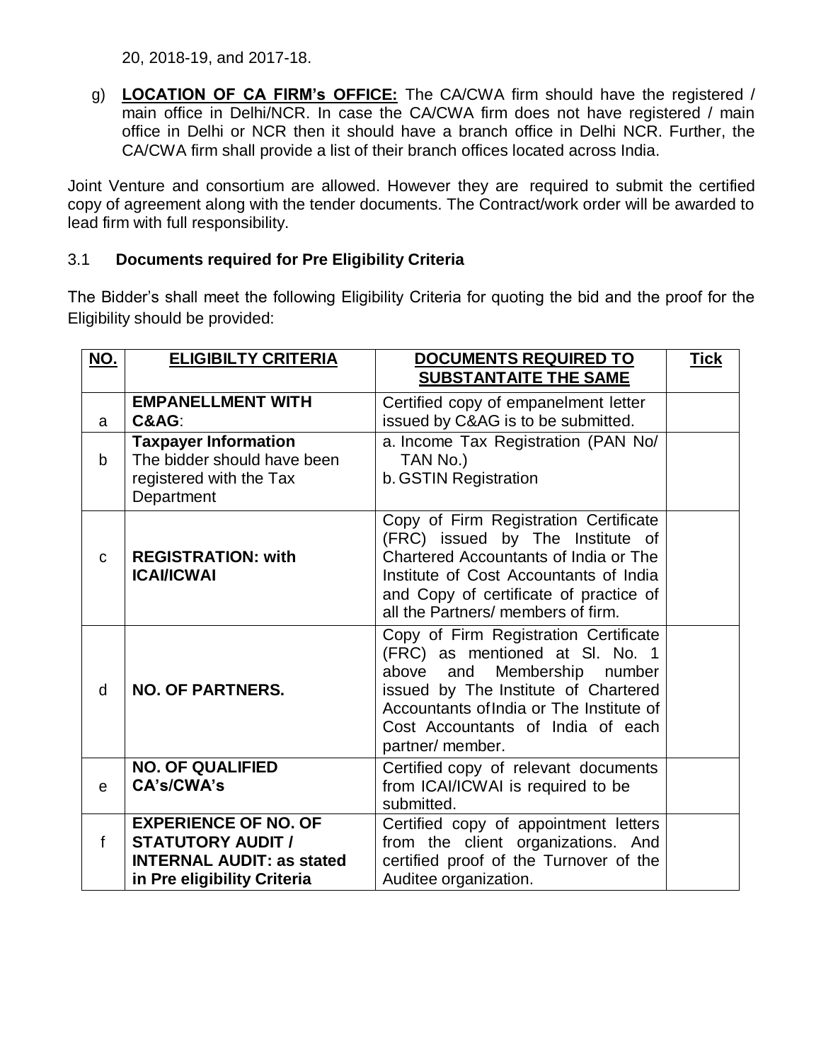20, 2018-19, and 2017-18.

g) **LOCATION OF CA FIRM's OFFICE:** The CA/CWA firm should have the registered / main office in Delhi/NCR. In case the CA/CWA firm does not have registered / main office in Delhi or NCR then it should have a branch office in Delhi NCR. Further, the CA/CWA firm shall provide a list of their branch offices located across India.

Joint Venture and consortium are allowed. However they are required to submit the certified copy of agreement along with the tender documents. The Contract/work order will be awarded to lead firm with full responsibility.

### 3.1 Documents required for Pre Eligibility Criteria

The Bidder's shall meet the following Eligibility Criteria for quoting the bid and the proof for the Eligibility should be provided:

| NO. | ELIGIBILTY CRITERIA | DOCUMENTS REQUIRED TO SUBSTANTAITE THE SAME | Tick |
|---|---|---|---|
| a | **EMPANELLMENT WITH C&AG**: | Certified copy of empanelment letter issued by C&AG is to be submitted. | |
| b | **Taxpayer Information** The bidder should have been registered with the Tax Department | a. Income Tax Registration (PAN No/ TAN No.)<br>b. GSTIN Registration | |
| c | **REGISTRATION: with ICAI/ICWAI** | Copy of Firm Registration Certificate (FRC) issued by The Institute of Chartered Accountants of India or The Institute of Cost Accountants of India and Copy of certificate of practice of all the Partners/ members of firm. | |
| d | **NO. OF PARTNERS.** | Copy of Firm Registration Certificate (FRC) as mentioned at Sl. No. 1 above and Membership number issued by The Institute of Chartered Accountants of India or The Institute of Cost Accountants of India of each partner/ member. | |
| e | **NO. OF QUALIFIED CA's/CWA's** | Certified copy of relevant documents from ICAI/ICWAI is required to be submitted. | |
| f | **EXPERIENCE OF NO. OF STATUTORY AUDIT / INTERNAL AUDIT: as stated in Pre eligibility Criteria** | Certified copy of appointment letters from the client organizations. And certified proof of the Turnover of the Auditee organization. | |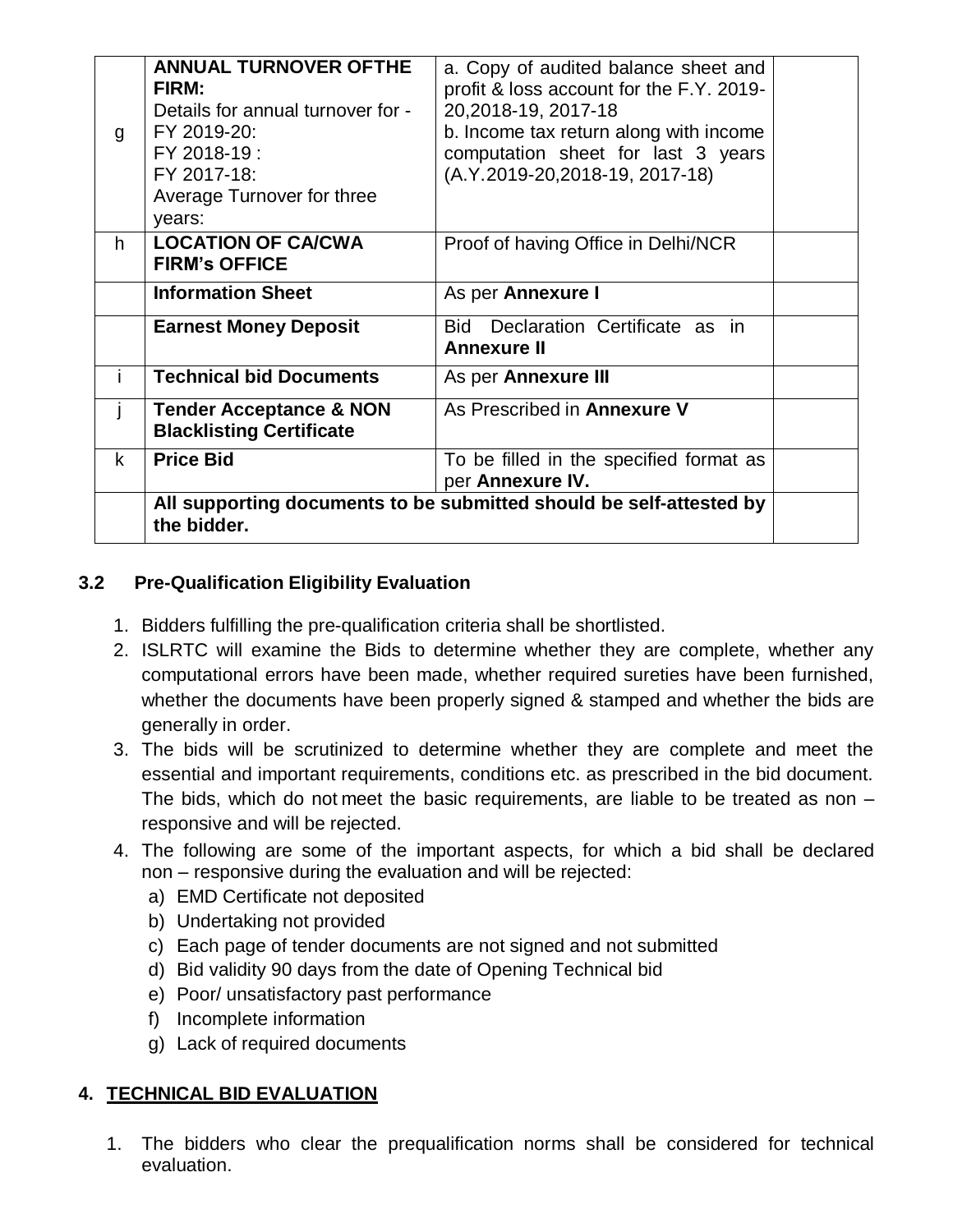| | | | |
|---|---|---|---|
| g | **ANNUAL TURNOVER OFTHE FIRM:**<br>Details for annual turnover for -<br>FY 2019-20:<br>FY 2018-19 :<br>FY 2017-18:<br>Average Turnover for three years: | a. Copy of audited balance sheet and profit & loss account for the F.Y. 2019-20,2018-19, 2017-18<br>b. Income tax return along with income computation sheet for last 3 years (A.Y.2019-20,2018-19, 2017-18) | |
| h | **LOCATION OF CA/CWA FIRM's OFFICE** | Proof of having Office in Delhi/NCR | |
| | **Information Sheet** | As per **Annexure I** | |
| | **Earnest Money Deposit** | Bid Declaration Certificate as in **Annexure II** | |
| i | **Technical bid Documents** | As per **Annexure III** | |
| j | **Tender Acceptance & NON Blacklisting Certificate** | As Prescribed in **Annexure V** | |
| k | **Price Bid** | To be filled in the specified format as per **Annexure IV.** | |
| | **All supporting documents to be submitted should be self-attested by the bidder.** | | |

### 3.2 Pre-Qualification Eligibility Evaluation

1. Bidders fulfilling the pre-qualification criteria shall be shortlisted.
2. ISLRTC will examine the Bids to determine whether they are complete, whether any computational errors have been made, whether required sureties have been furnished, whether the documents have been properly signed & stamped and whether the bids are generally in order.
3. The bids will be scrutinized to determine whether they are complete and meet the essential and important requirements, conditions etc. as prescribed in the bid document. The bids, which do not meet the basic requirements, are liable to be treated as non – responsive and will be rejected.
4. The following are some of the important aspects, for which a bid shall be declared non – responsive during the evaluation and will be rejected:
   a) EMD Certificate not deposited
   b) Undertaking not provided
   c) Each page of tender documents are not signed and not submitted
   d) Bid validity 90 days from the date of Opening Technical bid
   e) Poor/ unsatisfactory past performance
   f) Incomplete information
   g) Lack of required documents

## 4. TECHNICAL BID EVALUATION

1. The bidders who clear the prequalification norms shall be considered for technical evaluation.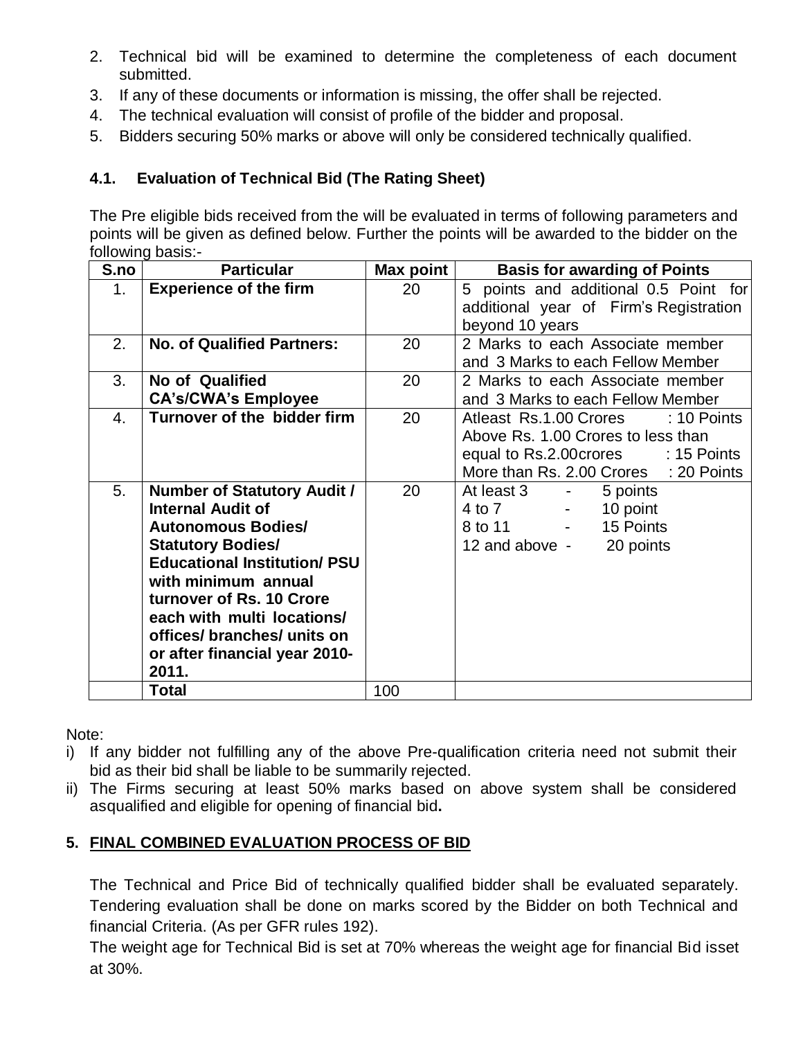2. Technical bid will be examined to determine the completeness of each document submitted.
3. If any of these documents or information is missing, the offer shall be rejected.
4. The technical evaluation will consist of profile of the bidder and proposal.
5. Bidders securing 50% marks or above will only be considered technically qualified.

### 4.1. Evaluation of Technical Bid (The Rating Sheet)

The Pre eligible bids received from the will be evaluated in terms of following parameters and points will be given as defined below. Further the points will be awarded to the bidder on the following basis:-

| S.no | Particular | Max point | Basis for awarding of Points |
|---|---|---|---|
| 1. | **Experience of the firm** | 20 | 5 points and additional 0.5 Point for additional year of Firm's Registration beyond 10 years |
| 2. | **No. of Qualified Partners:** | 20 | 2 Marks to each Associate member and 3 Marks to each Fellow Member |
| 3. | **No of Qualified CA's/CWA's Employee** | 20 | 2 Marks to each Associate member and 3 Marks to each Fellow Member |
| 4. | **Turnover of the bidder firm** | 20 | Atleast Rs.1.00 Crores : 10 Points<br>Above Rs. 1.00 Crores to less than equal to Rs.2.00crores : 15 Points<br>More than Rs. 2.00 Crores : 20 Points |
| 5. | **Number of Statutory Audit / Internal Audit of Autonomous Bodies/ Statutory Bodies/ Educational Institution/ PSU with minimum annual turnover of Rs. 10 Crore each with multi locations/ offices/ branches/ units on or after financial year 2010-2011.** | 20 | At least 3 - 5 points<br>4 to 7 - 10 point<br>8 to 11 - 15 Points<br>12 and above - 20 points |
| | **Total** | 100 | |

Note:

i) If any bidder not fulfilling any of the above Pre-qualification criteria need not submit their bid as their bid shall be liable to be summarily rejected.

ii) The Firms securing at least 50% marks based on above system shall be considered asqualified and eligible for opening of financial bid**.**

## 5. FINAL COMBINED EVALUATION PROCESS OF BID

The Technical and Price Bid of technically qualified bidder shall be evaluated separately. Tendering evaluation shall be done on marks scored by the Bidder on both Technical and financial Criteria. (As per GFR rules 192).

The weight age for Technical Bid is set at 70% whereas the weight age for financial Bid isset at 30%.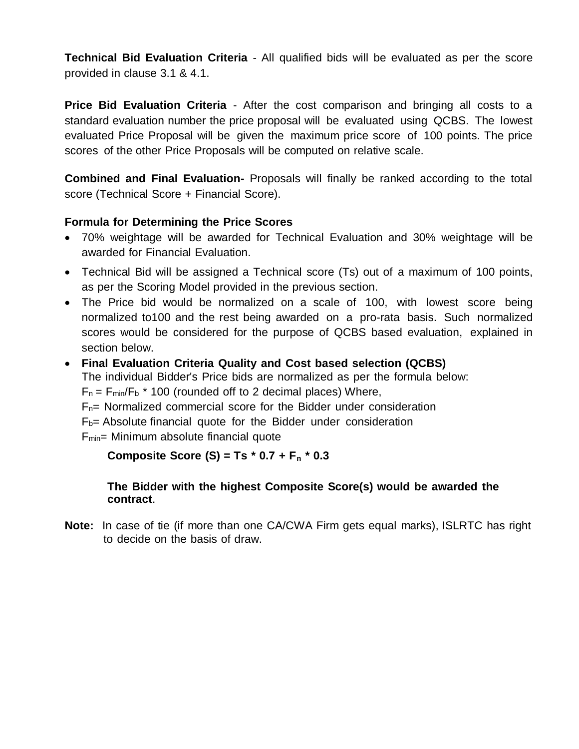**Technical Bid Evaluation Criteria** - All qualified bids will be evaluated as per the score provided in clause 3.1 & 4.1.

**Price Bid Evaluation Criteria** - After the cost comparison and bringing all costs to a standard evaluation number the price proposal will be evaluated using QCBS. The lowest evaluated Price Proposal will be given the maximum price score of 100 points. The price scores of the other Price Proposals will be computed on relative scale.

**Combined and Final Evaluation-** Proposals will finally be ranked according to the total score (Technical Score + Financial Score).

**Formula for Determining the Price Scores**

- 70% weightage will be awarded for Technical Evaluation and 30% weightage will be awarded for Financial Evaluation.
- Technical Bid will be assigned a Technical score (Ts) out of a maximum of 100 points, as per the Scoring Model provided in the previous section.
- The Price bid would be normalized on a scale of 100, with lowest score being normalized to100 and the rest being awarded on a pro-rata basis. Such normalized scores would be considered for the purpose of QCBS based evaluation, explained in section below.
- **Final Evaluation Criteria Quality and Cost based selection (QCBS)**
  The individual Bidder's Price bids are normalized as per the formula below:
  $F_n = F_{min}/F_b * 100$ (rounded off to 2 decimal places) Where,
  $F_n$= Normalized commercial score for the Bidder under consideration
  $F_b$= Absolute financial quote for the Bidder under consideration
  $F_{min}$= Minimum absolute financial quote

  **Composite Score (S) = Ts * 0.7 + $F_n$ * 0.3**

  **The Bidder with the highest Composite Score(s) would be awarded the contract**.

**Note:** In case of tie (if more than one CA/CWA Firm gets equal marks), ISLRTC has right to decide on the basis of draw.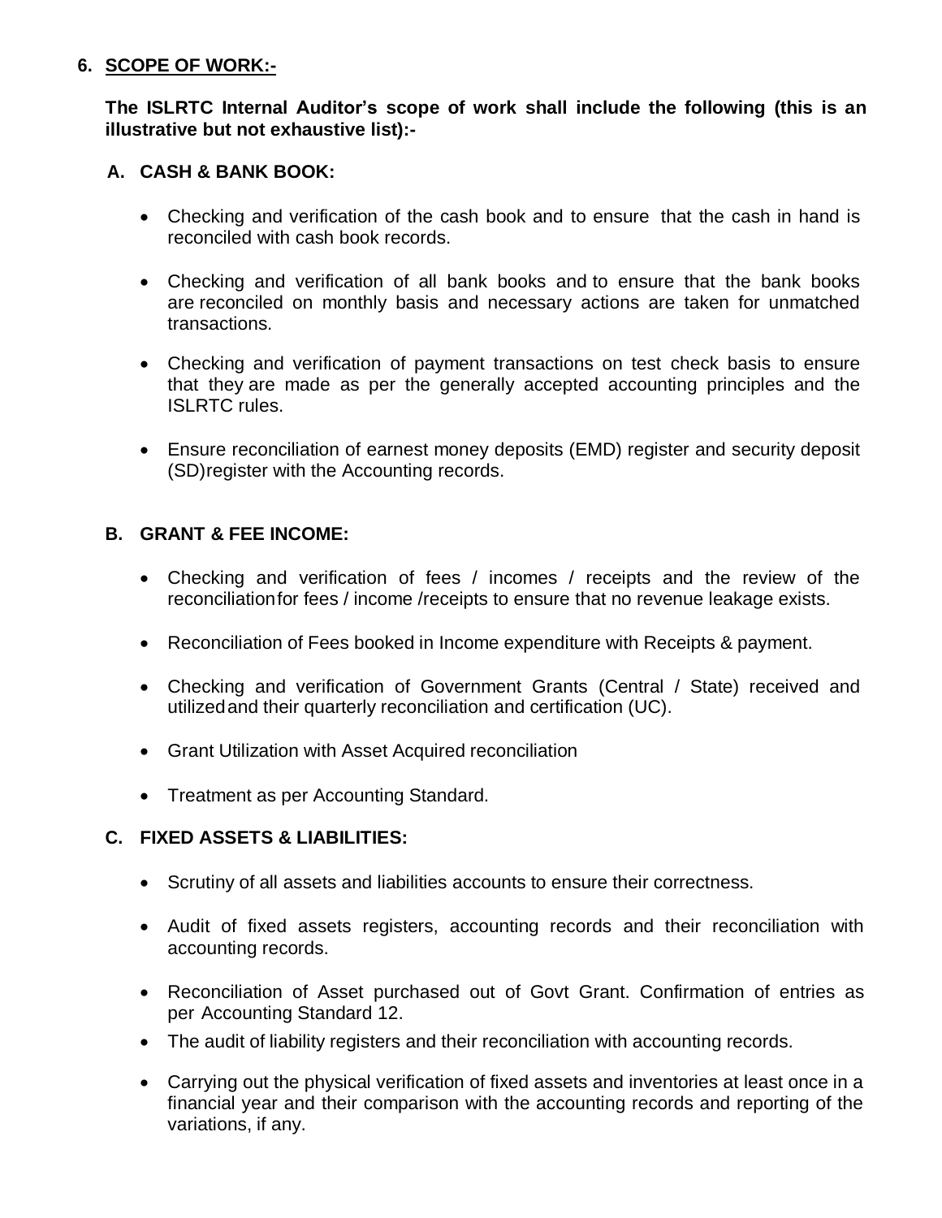## 6. SCOPE OF WORK:-

**The ISLRTC Internal Auditor's scope of work shall include the following (this is an illustrative but not exhaustive list):-**

### A. CASH & BANK BOOK:

- Checking and verification of the cash book and to ensure that the cash in hand is reconciled with cash book records.
- Checking and verification of all bank books and to ensure that the bank books are reconciled on monthly basis and necessary actions are taken for unmatched transactions.
- Checking and verification of payment transactions on test check basis to ensure that they are made as per the generally accepted accounting principles and the ISLRTC rules.
- Ensure reconciliation of earnest money deposits (EMD) register and security deposit (SD)register with the Accounting records.

### B. GRANT & FEE INCOME:

- Checking and verification of fees / incomes / receipts and the review of the reconciliationfor fees / income /receipts to ensure that no revenue leakage exists.
- Reconciliation of Fees booked in Income expenditure with Receipts & payment.
- Checking and verification of Government Grants (Central / State) received and utilizedand their quarterly reconciliation and certification (UC).
- Grant Utilization with Asset Acquired reconciliation
- Treatment as per Accounting Standard.

### C. FIXED ASSETS & LIABILITIES:

- Scrutiny of all assets and liabilities accounts to ensure their correctness.
- Audit of fixed assets registers, accounting records and their reconciliation with accounting records.
- Reconciliation of Asset purchased out of Govt Grant. Confirmation of entries as per Accounting Standard 12.
- The audit of liability registers and their reconciliation with accounting records.
- Carrying out the physical verification of fixed assets and inventories at least once in a financial year and their comparison with the accounting records and reporting of the variations, if any.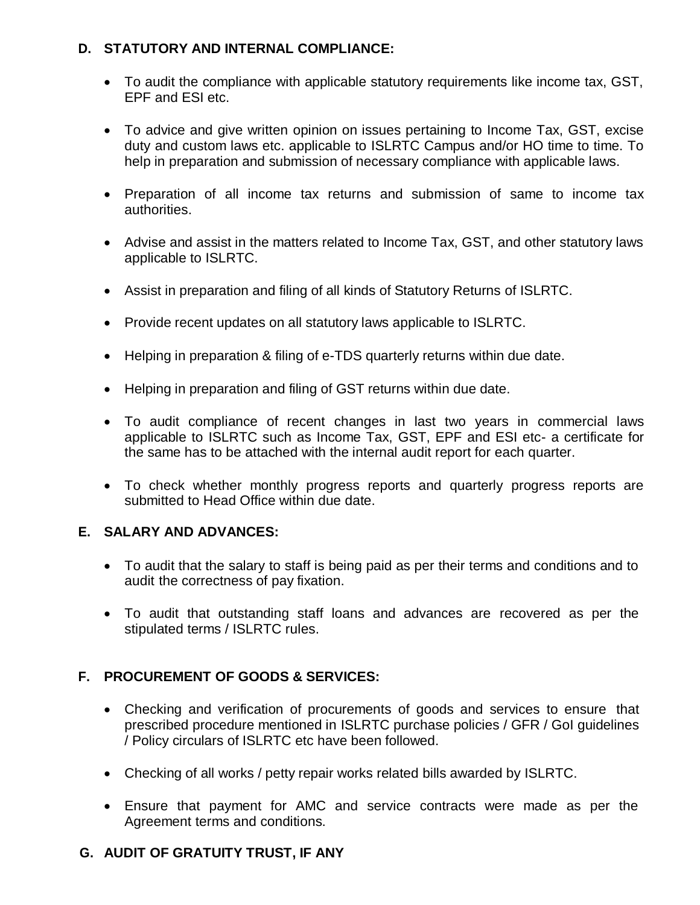## D. STATUTORY AND INTERNAL COMPLIANCE:

- To audit the compliance with applicable statutory requirements like income tax, GST, EPF and ESI etc.
- To advice and give written opinion on issues pertaining to Income Tax, GST, excise duty and custom laws etc. applicable to ISLRTC Campus and/or HO time to time. To help in preparation and submission of necessary compliance with applicable laws.
- Preparation of all income tax returns and submission of same to income tax authorities.
- Advise and assist in the matters related to Income Tax, GST, and other statutory laws applicable to ISLRTC.
- Assist in preparation and filing of all kinds of Statutory Returns of ISLRTC.
- Provide recent updates on all statutory laws applicable to ISLRTC.
- Helping in preparation & filing of e-TDS quarterly returns within due date.
- Helping in preparation and filing of GST returns within due date.
- To audit compliance of recent changes in last two years in commercial laws applicable to ISLRTC such as Income Tax, GST, EPF and ESI etc- a certificate for the same has to be attached with the internal audit report for each quarter.
- To check whether monthly progress reports and quarterly progress reports are submitted to Head Office within due date.

## E. SALARY AND ADVANCES:

- To audit that the salary to staff is being paid as per their terms and conditions and to audit the correctness of pay fixation.
- To audit that outstanding staff loans and advances are recovered as per the stipulated terms / ISLRTC rules.

## F. PROCUREMENT OF GOODS & SERVICES:

- Checking and verification of procurements of goods and services to ensure that prescribed procedure mentioned in ISLRTC purchase policies / GFR / GoI guidelines / Policy circulars of ISLRTC etc have been followed.
- Checking of all works / petty repair works related bills awarded by ISLRTC.
- Ensure that payment for AMC and service contracts were made as per the Agreement terms and conditions.

## G. AUDIT OF GRATUITY TRUST, IF ANY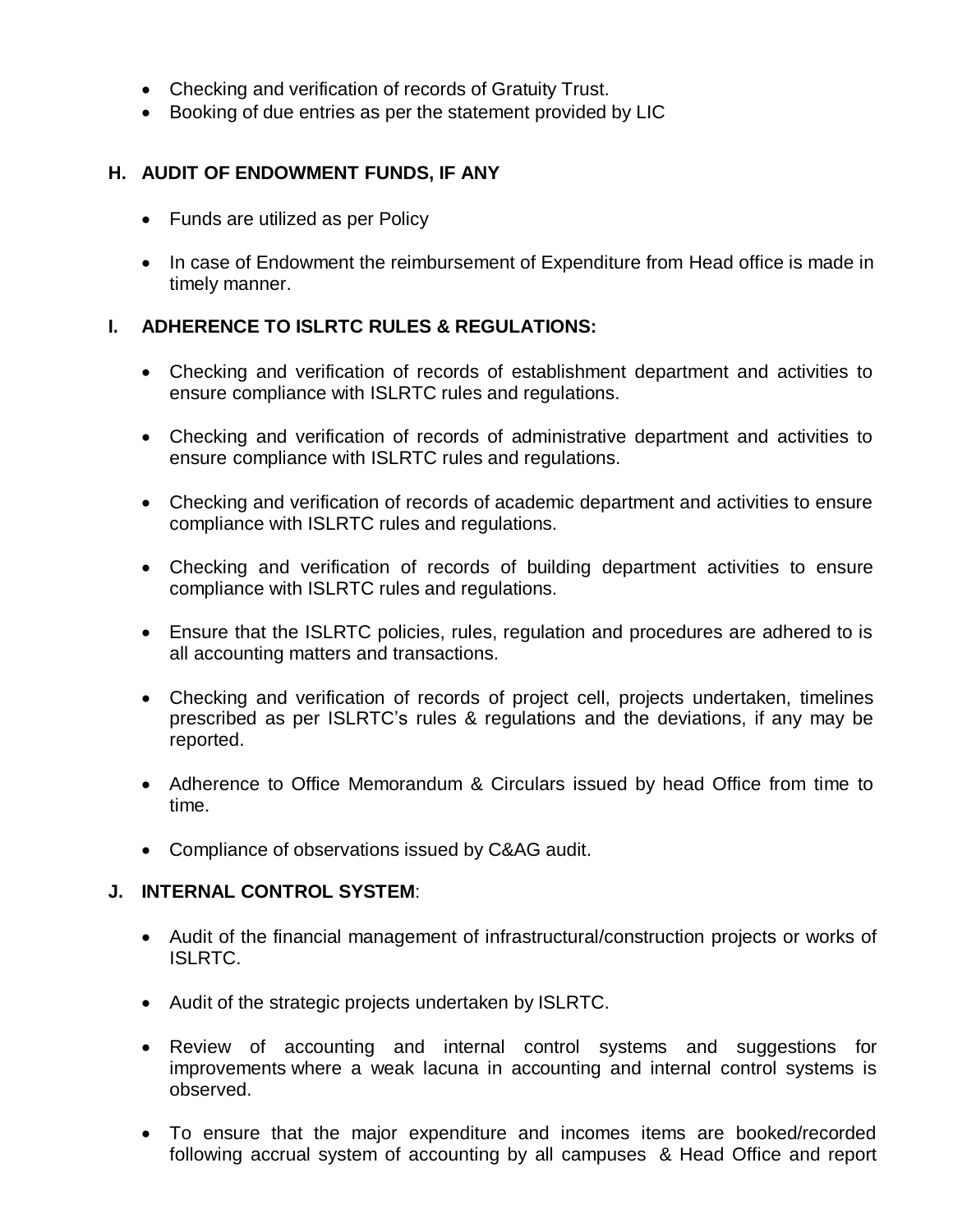- Checking and verification of records of Gratuity Trust.
- Booking of due entries as per the statement provided by LIC

### H. AUDIT OF ENDOWMENT FUNDS, IF ANY

- Funds are utilized as per Policy
- In case of Endowment the reimbursement of Expenditure from Head office is made in timely manner.

### I. ADHERENCE TO ISLRTC RULES & REGULATIONS:

- Checking and verification of records of establishment department and activities to ensure compliance with ISLRTC rules and regulations.
- Checking and verification of records of administrative department and activities to ensure compliance with ISLRTC rules and regulations.
- Checking and verification of records of academic department and activities to ensure compliance with ISLRTC rules and regulations.
- Checking and verification of records of building department activities to ensure compliance with ISLRTC rules and regulations.
- Ensure that the ISLRTC policies, rules, regulation and procedures are adhered to is all accounting matters and transactions.
- Checking and verification of records of project cell, projects undertaken, timelines prescribed as per ISLRTC's rules & regulations and the deviations, if any may be reported.
- Adherence to Office Memorandum & Circulars issued by head Office from time to time.
- Compliance of observations issued by C&AG audit.

### J. INTERNAL CONTROL SYSTEM:

- Audit of the financial management of infrastructural/construction projects or works of ISLRTC.
- Audit of the strategic projects undertaken by ISLRTC.
- Review of accounting and internal control systems and suggestions for improvements where a weak lacuna in accounting and internal control systems is observed.
- To ensure that the major expenditure and incomes items are booked/recorded following accrual system of accounting by all campuses & Head Office and report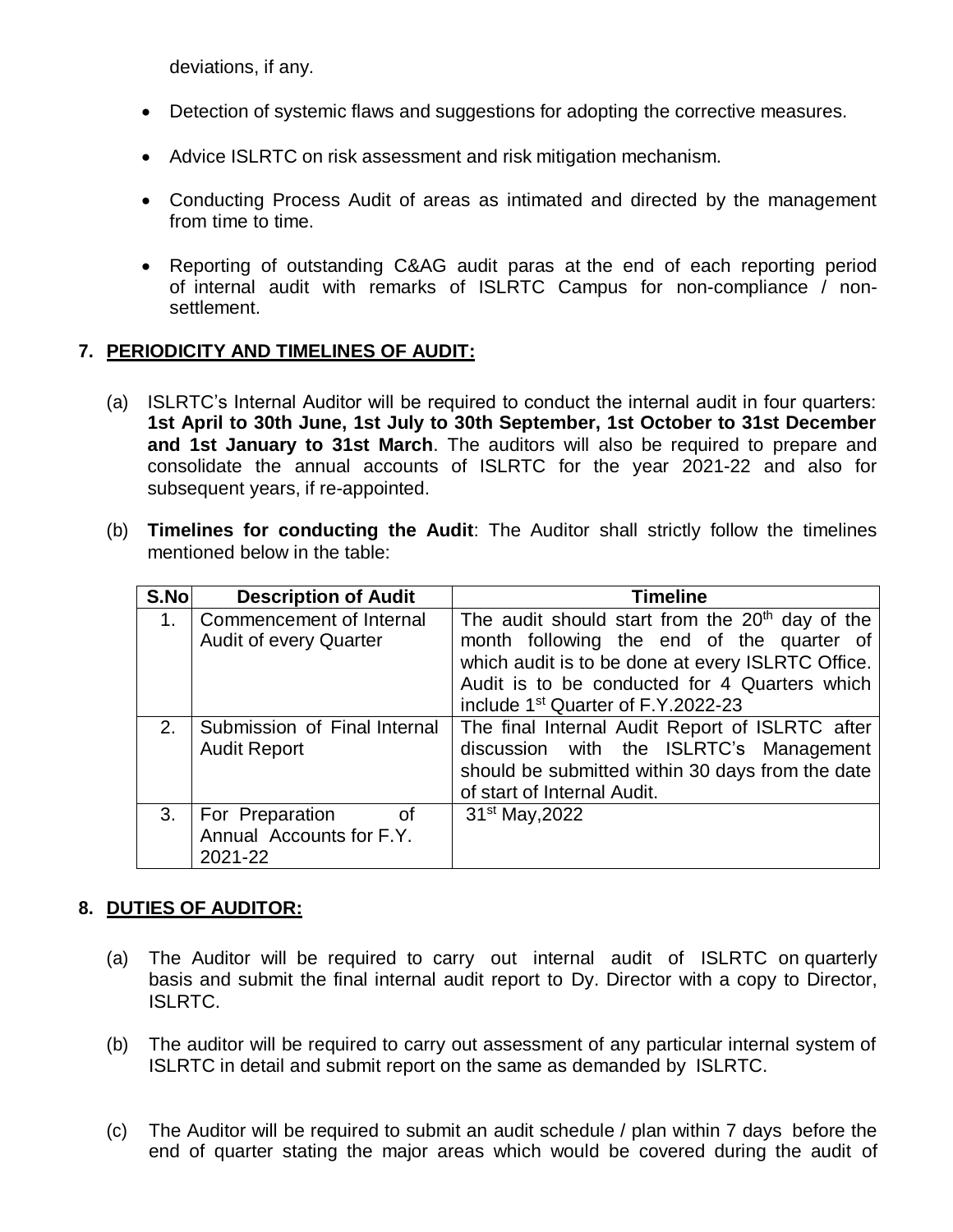deviations, if any.

- Detection of systemic flaws and suggestions for adopting the corrective measures.
- Advice ISLRTC on risk assessment and risk mitigation mechanism.
- Conducting Process Audit of areas as intimated and directed by the management from time to time.
- Reporting of outstanding C&AG audit paras at the end of each reporting period of internal audit with remarks of ISLRTC Campus for non-compliance / non-settlement.

## 7. PERIODICITY AND TIMELINES OF AUDIT:

(a) ISLRTC's Internal Auditor will be required to conduct the internal audit in four quarters: **1st April to 30th June, 1st July to 30th September, 1st October to 31st December and 1st January to 31st March**. The auditors will also be required to prepare and consolidate the annual accounts of ISLRTC for the year 2021-22 and also for subsequent years, if re-appointed.

(b) **Timelines for conducting the Audit**: The Auditor shall strictly follow the timelines mentioned below in the table:

| S.No | Description of Audit | Timeline |
|---|---|---|
| 1. | Commencement of Internal Audit of every Quarter | The audit should start from the 20th day of the month following the end of the quarter of which audit is to be done at every ISLRTC Office. Audit is to be conducted for 4 Quarters which include 1st Quarter of F.Y.2022-23 |
| 2. | Submission of Final Internal Audit Report | The final Internal Audit Report of ISLRTC after discussion with the ISLRTC's Management should be submitted within 30 days from the date of start of Internal Audit. |
| 3. | For Preparation of Annual Accounts for F.Y. 2021-22 | 31st May,2022 |

## 8. DUTIES OF AUDITOR:

(a) The Auditor will be required to carry out internal audit of ISLRTC on quarterly basis and submit the final internal audit report to Dy. Director with a copy to Director, ISLRTC.

(b) The auditor will be required to carry out assessment of any particular internal system of ISLRTC in detail and submit report on the same as demanded by ISLRTC.

(c) The Auditor will be required to submit an audit schedule / plan within 7 days before the end of quarter stating the major areas which would be covered during the audit of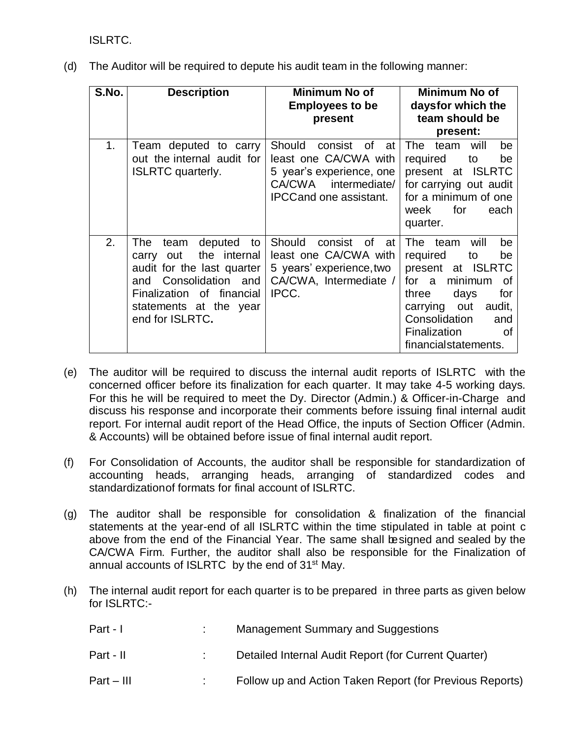ISLRTC.

(d) The Auditor will be required to depute his audit team in the following manner:

| S.No. | Description | Minimum No of Employees to be present | Minimum No of daysfor which the team should be present: |
|---|---|---|---|
| 1. | Team deputed to carry out the internal audit for ISLRTC quarterly. | Should consist of at least one CA/CWA with 5 year's experience, one CA/CWA intermediate/ IPCCand one assistant. | The team will be required to be present at ISLRTC for carrying out audit for a minimum of one week for each quarter. |
| 2. | The team deputed to carry out the internal audit for the last quarter and Consolidation and Finalization of financial statements at the year end for ISLRTC**.** | Should consist of at least one CA/CWA with 5 years' experience,two CA/CWA, Intermediate / IPCC. | The team will be required to be present at ISLRTC for a minimum of three days for carrying out audit, Consolidation and Finalization of financialstatements. |

(e) The auditor will be required to discuss the internal audit reports of ISLRTC with the concerned officer before its finalization for each quarter. It may take 4-5 working days. For this he will be required to meet the Dy. Director (Admin.) & Officer-in-Charge and discuss his response and incorporate their comments before issuing final internal audit report. For internal audit report of the Head Office, the inputs of Section Officer (Admin. & Accounts) will be obtained before issue of final internal audit report.

(f) For Consolidation of Accounts, the auditor shall be responsible for standardization of accounting heads, arranging heads, arranging of standardized codes and standardizationof formats for final account of ISLRTC.

(g) The auditor shall be responsible for consolidation & finalization of the financial statements at the year-end of all ISLRTC within the time stipulated in table at point c above from the end of the Financial Year. The same shall besigned and sealed by the CA/CWA Firm. Further, the auditor shall also be responsible for the Finalization of annual accounts of ISLRTC by the end of 31st May.

(h) The internal audit report for each quarter is to be prepared in three parts as given below for ISLRTC:-

| | | |
|---|---|---|
| Part - I | : | Management Summary and Suggestions |
| Part - II | : | Detailed Internal Audit Report (for Current Quarter) |
| Part – III | : | Follow up and Action Taken Report (for Previous Reports) |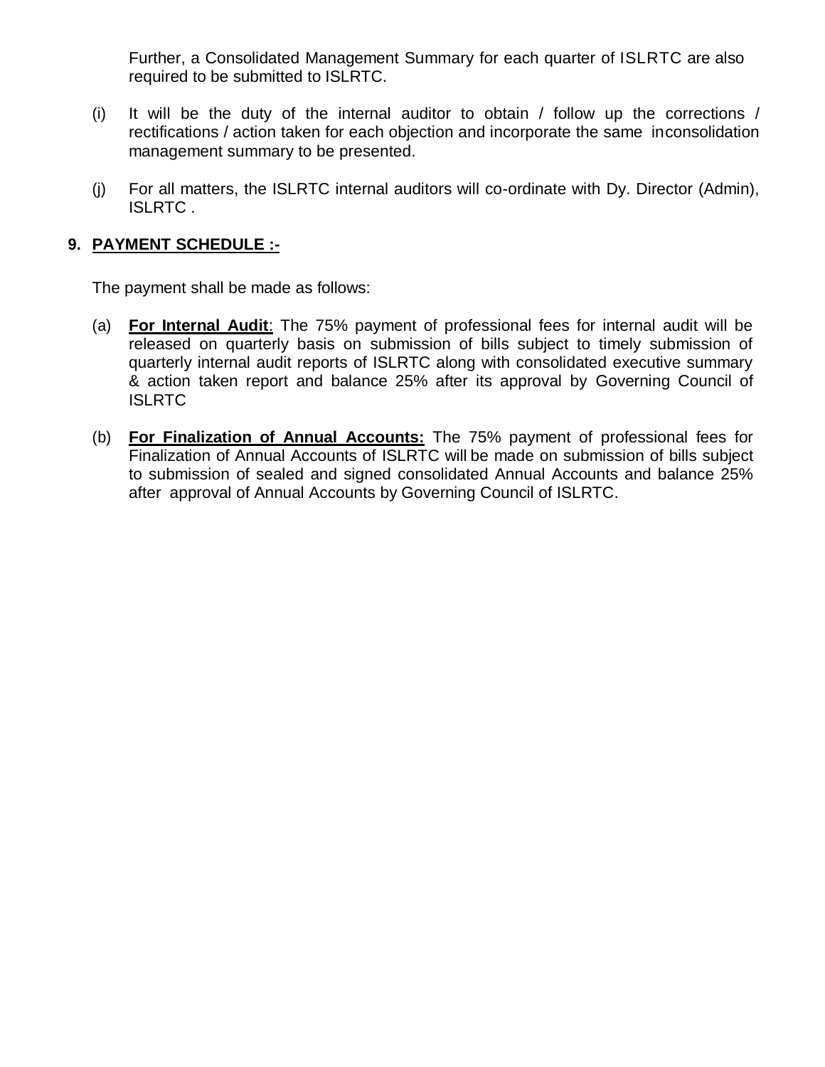Further, a Consolidated Management Summary for each quarter of ISLRTC are also required to be submitted to ISLRTC.

(i) It will be the duty of the internal auditor to obtain / follow up the corrections / rectifications / action taken for each objection and incorporate the same inconsolidation management summary to be presented.

(j) For all matters, the ISLRTC internal auditors will co-ordinate with Dy. Director (Admin), ISLRTC .

## 9. PAYMENT SCHEDULE :-

The payment shall be made as follows:

(a) **For Internal Audit**: The 75% payment of professional fees for internal audit will be released on quarterly basis on submission of bills subject to timely submission of quarterly internal audit reports of ISLRTC along with consolidated executive summary & action taken report and balance 25% after its approval by Governing Council of ISLRTC

(b) **For Finalization of Annual Accounts:** The 75% payment of professional fees for Finalization of Annual Accounts of ISLRTC will be made on submission of bills subject to submission of sealed and signed consolidated Annual Accounts and balance 25% after approval of Annual Accounts by Governing Council of ISLRTC.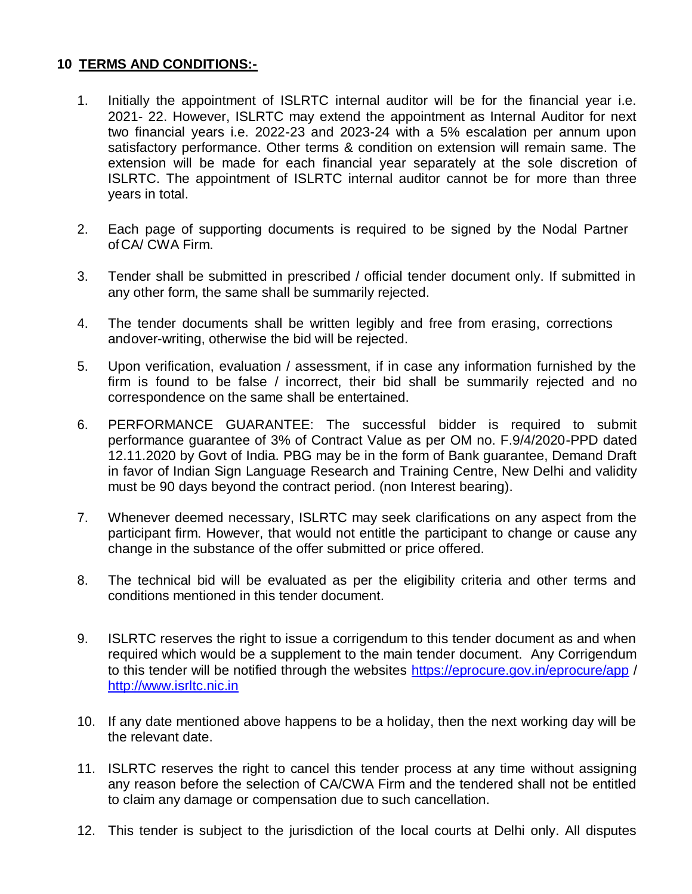## 10 TERMS AND CONDITIONS:-

1. Initially the appointment of ISLRTC internal auditor will be for the financial year i.e. 2021- 22. However, ISLRTC may extend the appointment as Internal Auditor for next two financial years i.e. 2022-23 and 2023-24 with a 5% escalation per annum upon satisfactory performance. Other terms & condition on extension will remain same. The extension will be made for each financial year separately at the sole discretion of ISLRTC. The appointment of ISLRTC internal auditor cannot be for more than three years in total.

2. Each page of supporting documents is required to be signed by the Nodal Partner of CA/ CWA Firm.

3. Tender shall be submitted in prescribed / official tender document only. If submitted in any other form, the same shall be summarily rejected.

4. The tender documents shall be written legibly and free from erasing, corrections andover-writing, otherwise the bid will be rejected.

5. Upon verification, evaluation / assessment, if in case any information furnished by the firm is found to be false / incorrect, their bid shall be summarily rejected and no correspondence on the same shall be entertained.

6. PERFORMANCE GUARANTEE: The successful bidder is required to submit performance guarantee of 3% of Contract Value as per OM no. F.9/4/2020-PPD dated 12.11.2020 by Govt of India. PBG may be in the form of Bank guarantee, Demand Draft in favor of Indian Sign Language Research and Training Centre, New Delhi and validity must be 90 days beyond the contract period. (non Interest bearing).

7. Whenever deemed necessary, ISLRTC may seek clarifications on any aspect from the participant firm. However, that would not entitle the participant to change or cause any change in the substance of the offer submitted or price offered.

8. The technical bid will be evaluated as per the eligibility criteria and other terms and conditions mentioned in this tender document.

9. ISLRTC reserves the right to issue a corrigendum to this tender document as and when required which would be a supplement to the main tender document. Any Corrigendum to this tender will be notified through the websites https://eprocure.gov.in/eprocure/app / http://www.isrltc.nic.in

10. If any date mentioned above happens to be a holiday, then the next working day will be the relevant date.

11. ISLRTC reserves the right to cancel this tender process at any time without assigning any reason before the selection of CA/CWA Firm and the tendered shall not be entitled to claim any damage or compensation due to such cancellation.

12. This tender is subject to the jurisdiction of the local courts at Delhi only. All disputes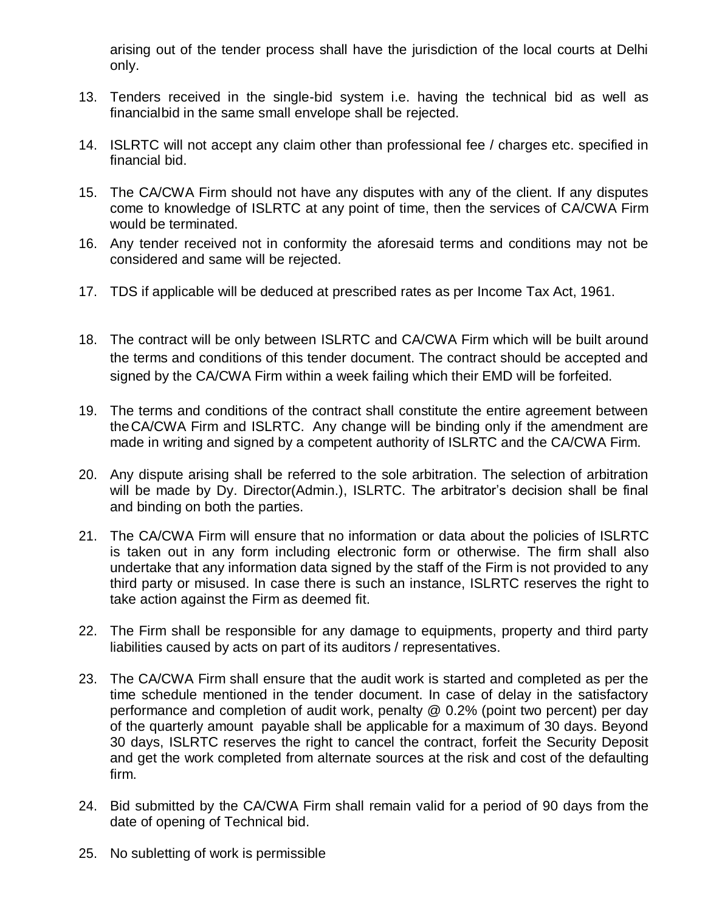arising out of the tender process shall have the jurisdiction of the local courts at Delhi only.

13. Tenders received in the single-bid system i.e. having the technical bid as well as financialbid in the same small envelope shall be rejected.

14. ISLRTC will not accept any claim other than professional fee / charges etc. specified in financial bid.

15. The CA/CWA Firm should not have any disputes with any of the client. If any disputes come to knowledge of ISLRTC at any point of time, then the services of CA/CWA Firm would be terminated.

16. Any tender received not in conformity the aforesaid terms and conditions may not be considered and same will be rejected.

17. TDS if applicable will be deduced at prescribed rates as per Income Tax Act, 1961.

18. The contract will be only between ISLRTC and CA/CWA Firm which will be built around the terms and conditions of this tender document. The contract should be accepted and signed by the CA/CWA Firm within a week failing which their EMD will be forfeited.

19. The terms and conditions of the contract shall constitute the entire agreement between theCA/CWA Firm and ISLRTC. Any change will be binding only if the amendment are made in writing and signed by a competent authority of ISLRTC and the CA/CWA Firm.

20. Any dispute arising shall be referred to the sole arbitration. The selection of arbitration will be made by Dy. Director(Admin.), ISLRTC. The arbitrator's decision shall be final and binding on both the parties.

21. The CA/CWA Firm will ensure that no information or data about the policies of ISLRTC is taken out in any form including electronic form or otherwise. The firm shall also undertake that any information data signed by the staff of the Firm is not provided to any third party or misused. In case there is such an instance, ISLRTC reserves the right to take action against the Firm as deemed fit.

22. The Firm shall be responsible for any damage to equipments, property and third party liabilities caused by acts on part of its auditors / representatives.

23. The CA/CWA Firm shall ensure that the audit work is started and completed as per the time schedule mentioned in the tender document. In case of delay in the satisfactory performance and completion of audit work, penalty @ 0.2% (point two percent) per day of the quarterly amount payable shall be applicable for a maximum of 30 days. Beyond 30 days, ISLRTC reserves the right to cancel the contract, forfeit the Security Deposit and get the work completed from alternate sources at the risk and cost of the defaulting firm.

24. Bid submitted by the CA/CWA Firm shall remain valid for a period of 90 days from the date of opening of Technical bid.

25. No subletting of work is permissible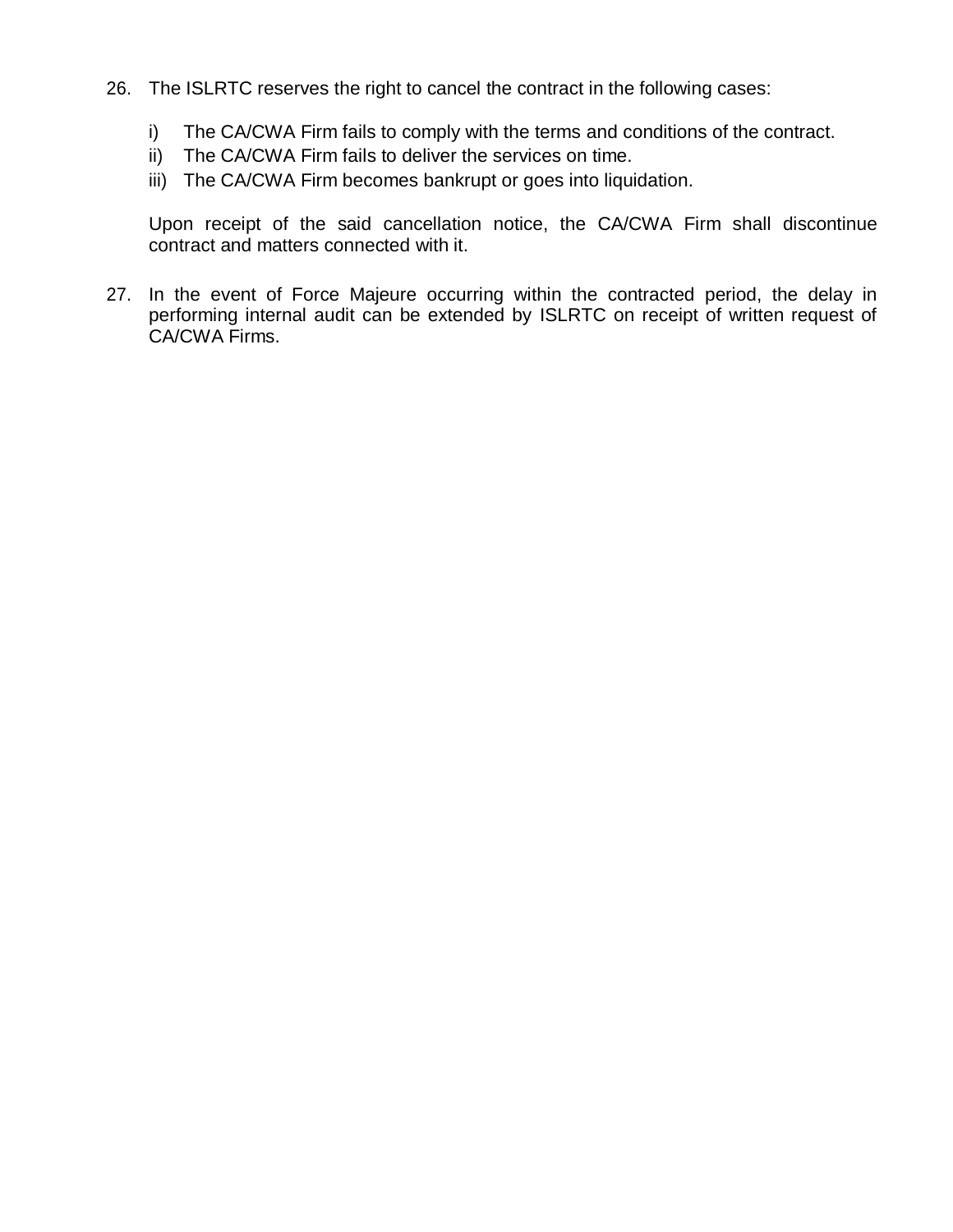26. The ISLRTC reserves the right to cancel the contract in the following cases:

    i) The CA/CWA Firm fails to comply with the terms and conditions of the contract.
    ii) The CA/CWA Firm fails to deliver the services on time.
    iii) The CA/CWA Firm becomes bankrupt or goes into liquidation.

    Upon receipt of the said cancellation notice, the CA/CWA Firm shall discontinue contract and matters connected with it.

27. In the event of Force Majeure occurring within the contracted period, the delay in performing internal audit can be extended by ISLRTC on receipt of written request of CA/CWA Firms.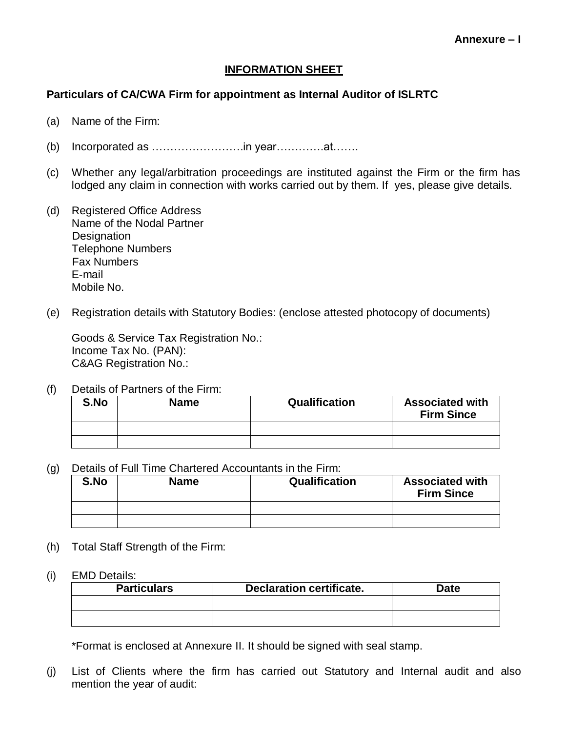**Annexure – I**

## INFORMATION SHEET

**Particulars of CA/CWA Firm for appointment as Internal Auditor of ISLRTC**

(a) Name of the Firm:

(b) Incorporated as …………………….in year………….at…….

(c) Whether any legal/arbitration proceedings are instituted against the Firm or the firm has lodged any claim in connection with works carried out by them. If yes, please give details.

(d) Registered Office Address
Name of the Nodal Partner
Designation
Telephone Numbers
Fax Numbers
E-mail
Mobile No.

(e) Registration details with Statutory Bodies: (enclose attested photocopy of documents)

Goods & Service Tax Registration No.:
Income Tax No. (PAN):
C&AG Registration No.:

(f) Details of Partners of the Firm:

| S.No | Name | Qualification | Associated with Firm Since |
|---|---|---|---|
| | | | |
| | | | |

(g) Details of Full Time Chartered Accountants in the Firm:

| S.No | Name | Qualification | Associated with Firm Since |
|---|---|---|---|
| | | | |
| | | | |

(h) Total Staff Strength of the Firm:

(i) EMD Details:

| Particulars | Declaration certificate. | Date |
|---|---|---|
| | | |
| | | |

*Format is enclosed at Annexure II. It should be signed with seal stamp.

(j) List of Clients where the firm has carried out Statutory and Internal audit and also mention the year of audit: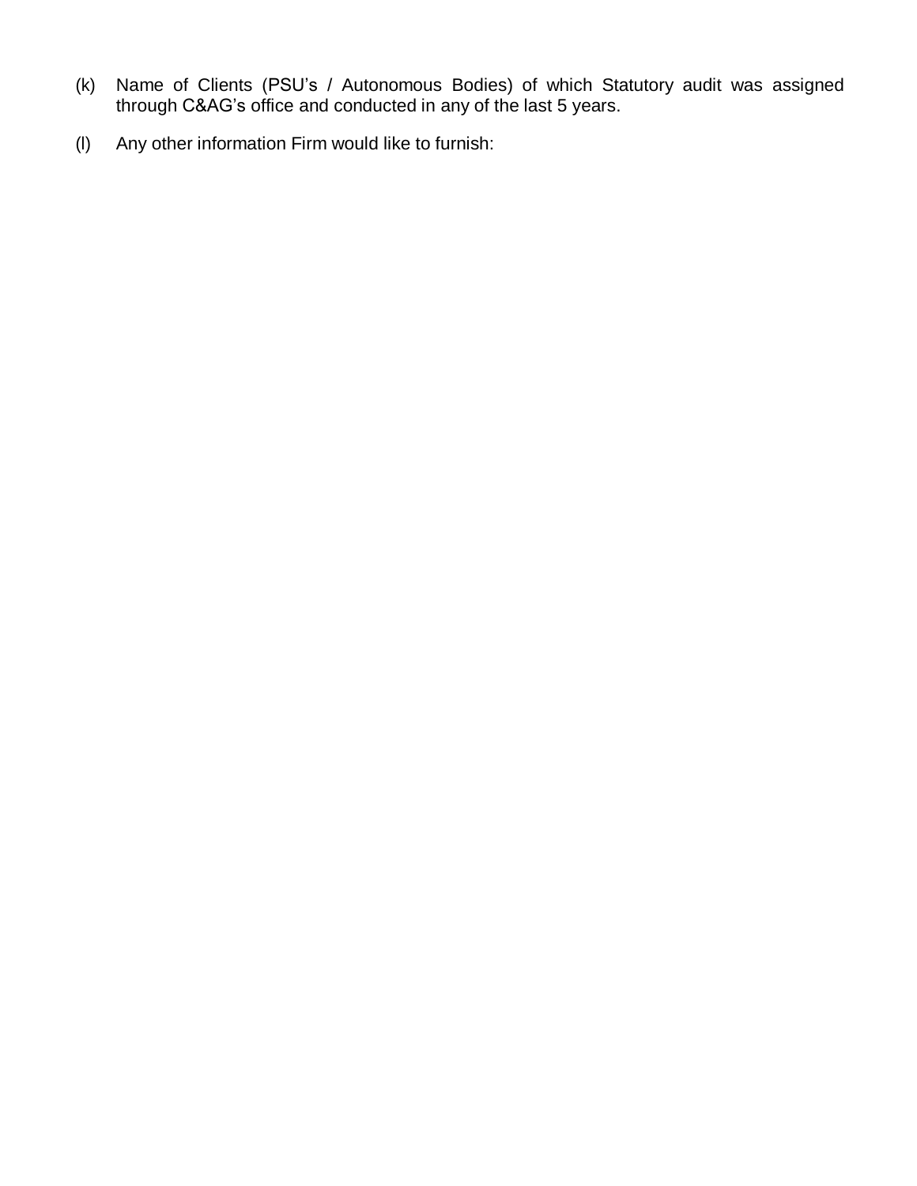(k) Name of Clients (PSU's / Autonomous Bodies) of which Statutory audit was assigned through C&AG's office and conducted in any of the last 5 years.

(l) Any other information Firm would like to furnish: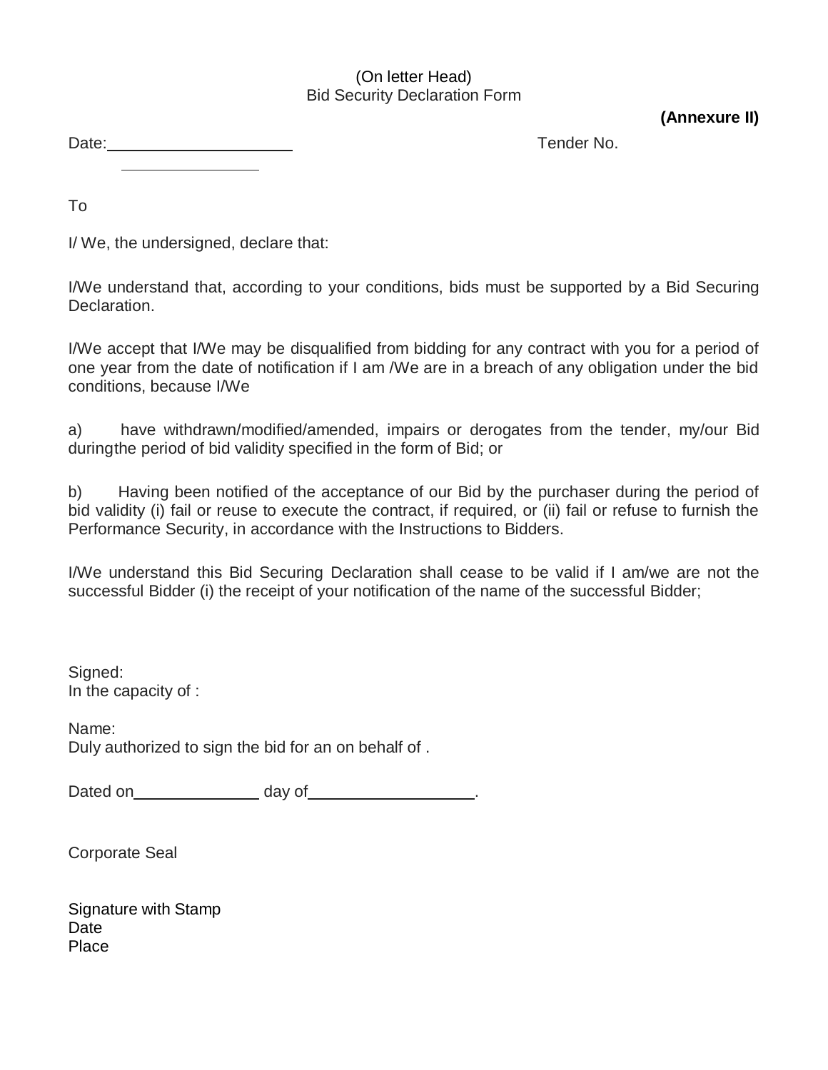(On letter Head)

Bid Security Declaration Form

**(Annexure II)**

Date:____________________ Tender No. ______________

To

I/ We, the undersigned, declare that:

I/We understand that, according to your conditions, bids must be supported by a Bid Securing Declaration.

I/We accept that I/We may be disqualified from bidding for any contract with you for a period of one year from the date of notification if I am /We are in a breach of any obligation under the bid conditions, because I/We

a) have withdrawn/modified/amended, impairs or derogates from the tender, my/our Bid duringthe period of bid validity specified in the form of Bid; or

b) Having been notified of the acceptance of our Bid by the purchaser during the period of bid validity (i) fail or reuse to execute the contract, if required, or (ii) fail or refuse to furnish the Performance Security, in accordance with the Instructions to Bidders.

I/We understand this Bid Securing Declaration shall cease to be valid if I am/we are not the successful Bidder (i) the receipt of your notification of the name of the successful Bidder;

Signed:
In the capacity of :

Name:
Duly authorized to sign the bid for an on behalf of .

Dated on______________ day of__________________.

Corporate Seal

Signature with Stamp
Date
Place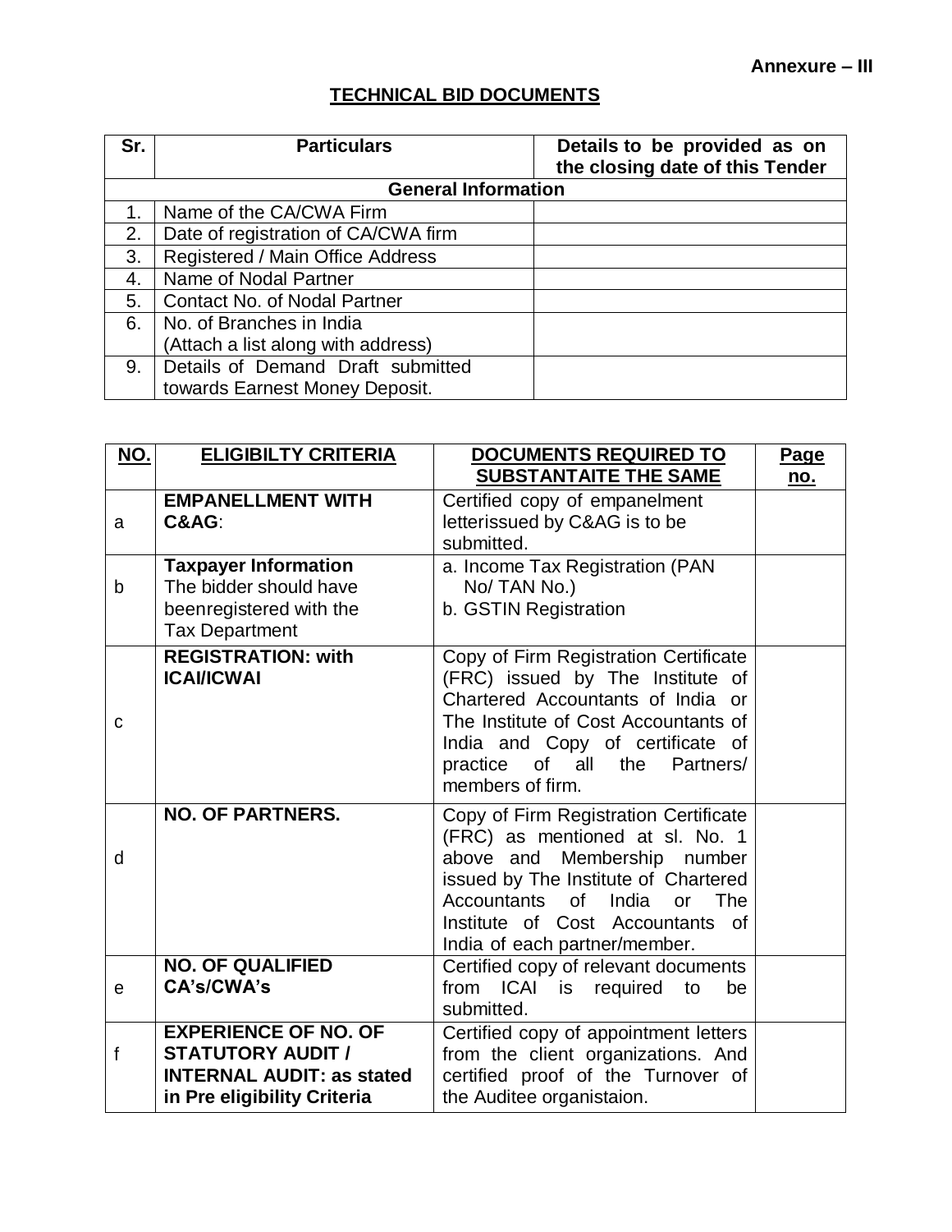**Annexure – III**

## TECHNICAL BID DOCUMENTS

| Sr. | Particulars | Details to be provided as on the closing date of this Tender |
|---|---|---|
| **General Information** | | |
| 1. | Name of the CA/CWA Firm | |
| 2. | Date of registration of CA/CWA firm | |
| 3. | Registered / Main Office Address | |
| 4. | Name of Nodal Partner | |
| 5. | Contact No. of Nodal Partner | |
| 6. | No. of Branches in India (Attach a list along with address) | |
| 9. | Details of Demand Draft submitted towards Earnest Money Deposit. | |

| NO. | ELIGIBILTY CRITERIA | DOCUMENTS REQUIRED TO SUBSTANTAITE THE SAME | Page no. |
|---|---|---|---|
| a | **EMPANELLMENT WITH C&AG**: | Certified copy of empanelment letterissued by C&AG is to be submitted. | |
| b | **Taxpayer Information** The bidder should have beenregistered with the Tax Department | a. Income Tax Registration (PAN No/ TAN No.) b. GSTIN Registration | |
| c | **REGISTRATION: with ICAI/ICWAI** | Copy of Firm Registration Certificate (FRC) issued by The Institute of Chartered Accountants of India or The Institute of Cost Accountants of India and Copy of certificate of practice of all the Partners/ members of firm. | |
| d | **NO. OF PARTNERS.** | Copy of Firm Registration Certificate (FRC) as mentioned at sl. No. 1 above and Membership number issued by The Institute of Chartered Accountants of India or The Institute of Cost Accountants of India of each partner/member. | |
| e | **NO. OF QUALIFIED CA's/CWA's** | Certified copy of relevant documents from ICAI is required to be submitted. | |
| f | **EXPERIENCE OF NO. OF STATUTORY AUDIT / INTERNAL AUDIT: as stated in Pre eligibility Criteria** | Certified copy of appointment letters from the client organizations. And certified proof of the Turnover of the Auditee organistaion. | |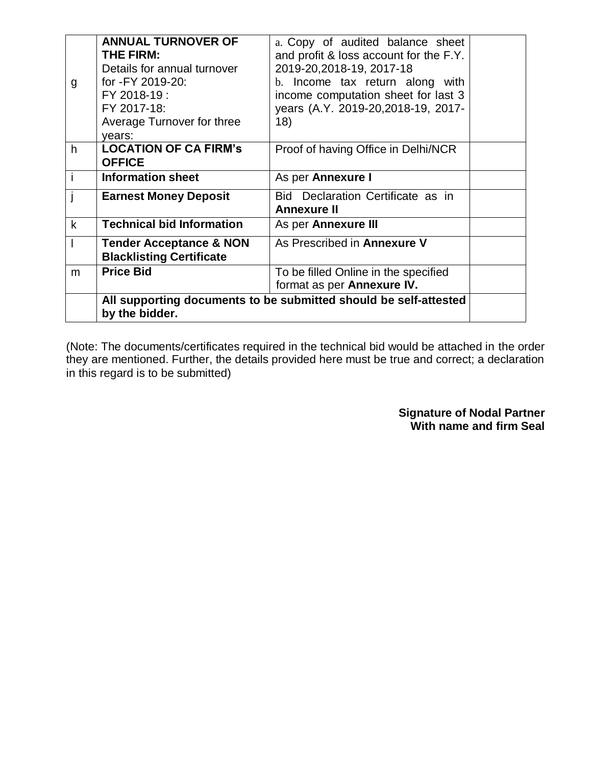| | | | |
|---|---|---|---|
| g | **ANNUAL TURNOVER OF THE FIRM:**<br>Details for annual turnover for -FY 2019-20:<br>FY 2018-19 :<br>FY 2017-18:<br>Average Turnover for three years: | a. Copy of audited balance sheet and profit & loss account for the F.Y. 2019-20,2018-19, 2017-18<br>b. Income tax return along with income computation sheet for last 3 years (A.Y. 2019-20,2018-19, 2017-18) | |
| h | **LOCATION OF CA FIRM's OFFICE** | Proof of having Office in Delhi/NCR | |
| i | **Information sheet** | As per **Annexure I** | |
| j | **Earnest Money Deposit** | Bid Declaration Certificate as in **Annexure II** | |
| k | **Technical bid Information** | As per **Annexure III** | |
| l | **Tender Acceptance & NON Blacklisting Certificate** | As Prescribed in **Annexure V** | |
| m | **Price Bid** | To be filled Online in the specified format as per **Annexure IV.** | |
| | **All supporting documents to be submitted should be self-attested by the bidder.** | | |

(Note: The documents/certificates required in the technical bid would be attached in the order they are mentioned. Further, the details provided here must be true and correct; a declaration in this regard is to be submitted)

**Signature of Nodal Partner**
**With name and firm Seal**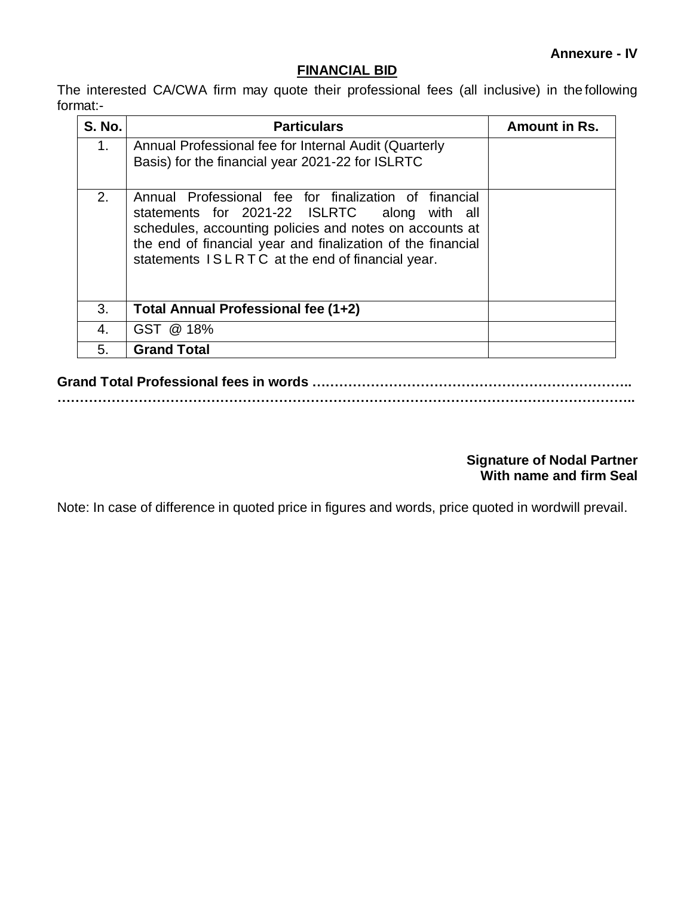**Annexure - IV**

## FINANCIAL BID

The interested CA/CWA firm may quote their professional fees (all inclusive) in the following format:-

| S. No. | Particulars | Amount in Rs. |
|---|---|---|
| 1. | Annual Professional fee for Internal Audit (Quarterly Basis) for the financial year 2021-22 for ISLRTC | |
| 2. | Annual Professional fee for finalization of financial statements for 2021-22 ISLRTC along with all schedules, accounting policies and notes on accounts at the end of financial year and finalization of the financial statements I S L R T C at the end of financial year. | |
| 3. | **Total Annual Professional fee (1+2)** | |
| 4. | GST @ 18% | |
| 5. | **Grand Total** | |

**Grand Total Professional fees in words ……………………………………………………………..**
**…………………………………………………………………………………………………………………..**

**Signature of Nodal Partner**
**With name and firm Seal**

Note: In case of difference in quoted price in figures and words, price quoted in wordwill prevail.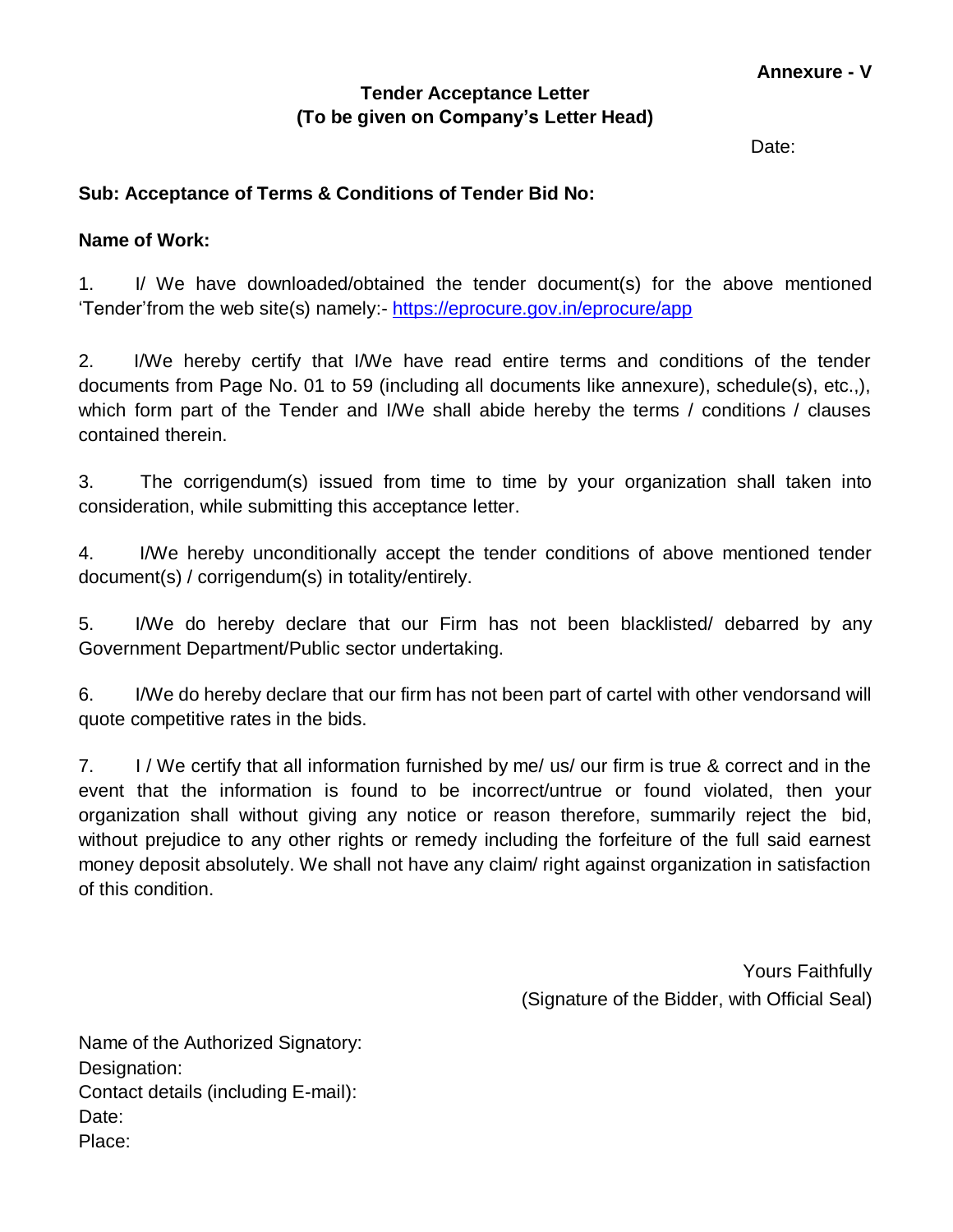**Annexure - V**

**Tender Acceptance Letter**
**(To be given on Company's Letter Head)**

Date:

**Sub: Acceptance of Terms & Conditions of Tender Bid No:**

**Name of Work:**

1. I/ We have downloaded/obtained the tender document(s) for the above mentioned 'Tender'from the web site(s) namely:- https://eprocure.gov.in/eprocure/app

2. I/We hereby certify that I/We have read entire terms and conditions of the tender documents from Page No. 01 to 59 (including all documents like annexure), schedule(s), etc.,), which form part of the Tender and I/We shall abide hereby the terms / conditions / clauses contained therein.

3. The corrigendum(s) issued from time to time by your organization shall taken into consideration, while submitting this acceptance letter.

4. I/We hereby unconditionally accept the tender conditions of above mentioned tender document(s) / corrigendum(s) in totality/entirely.

5. I/We do hereby declare that our Firm has not been blacklisted/ debarred by any Government Department/Public sector undertaking.

6. I/We do hereby declare that our firm has not been part of cartel with other vendorsand will quote competitive rates in the bids.

7. I / We certify that all information furnished by me/ us/ our firm is true & correct and in the event that the information is found to be incorrect/untrue or found violated, then your organization shall without giving any notice or reason therefore, summarily reject the bid, without prejudice to any other rights or remedy including the forfeiture of the full said earnest money deposit absolutely. We shall not have any claim/ right against organization in satisfaction of this condition.

Yours Faithfully
(Signature of the Bidder, with Official Seal)

Name of the Authorized Signatory:
Designation:
Contact details (including E-mail):
Date:
Place: